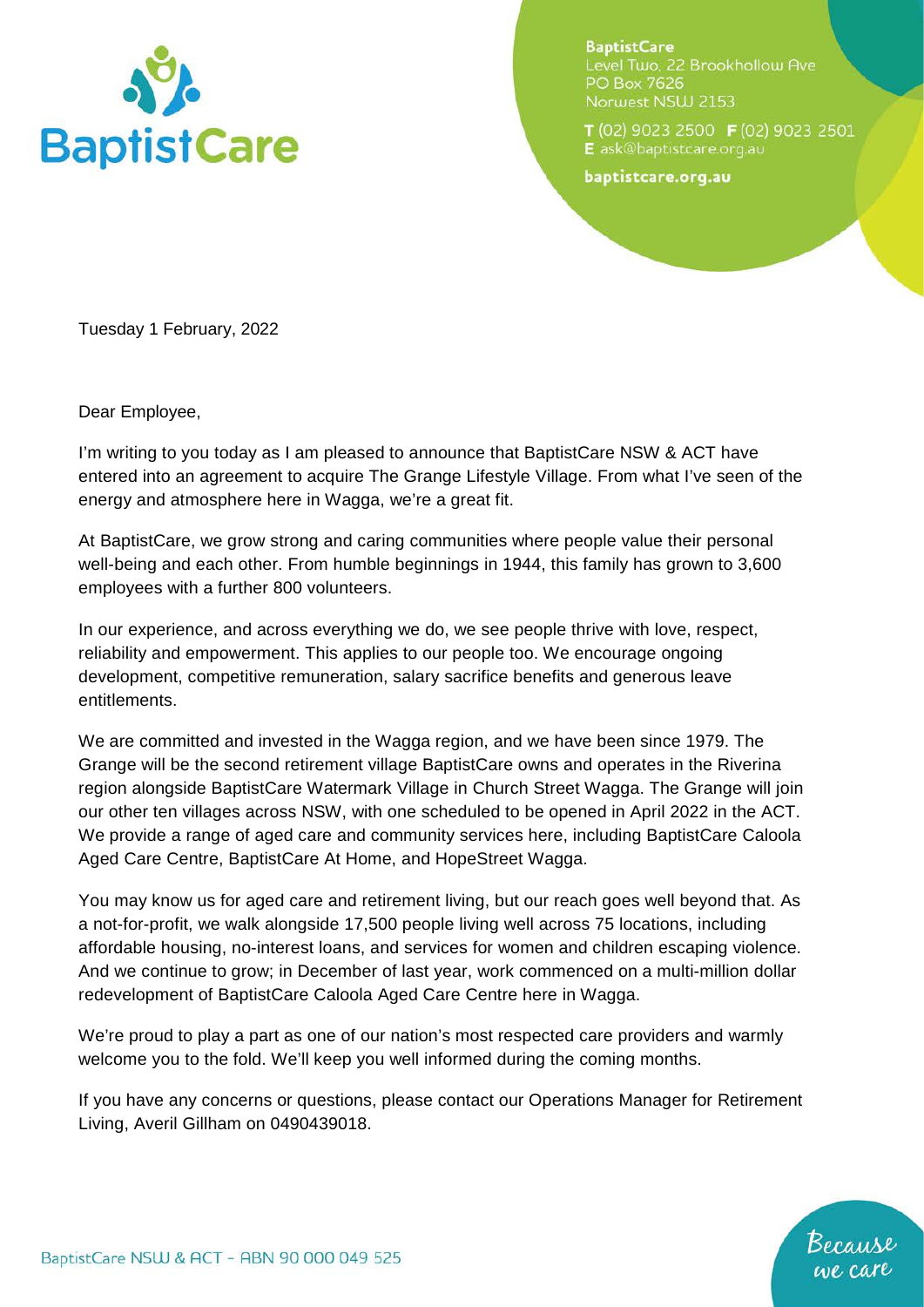BaptistCare

**BaptistCare**
Level Two, 22 Brookhollow Ave
PO Box 7626
Norwest NSW 2153

T (02) 9023 2500 F (02) 9023 2501
E ask@baptistcare.org.au

**baptistcare.org.au**

Tuesday 1 February, 2022

Dear Employee,

I'm writing to you today as I am pleased to announce that BaptistCare NSW & ACT have entered into an agreement to acquire The Grange Lifestyle Village. From what I've seen of the energy and atmosphere here in Wagga, we're a great fit.

At BaptistCare, we grow strong and caring communities where people value their personal well-being and each other. From humble beginnings in 1944, this family has grown to 3,600 employees with a further 800 volunteers.

In our experience, and across everything we do, we see people thrive with love, respect, reliability and empowerment. This applies to our people too. We encourage ongoing development, competitive remuneration, salary sacrifice benefits and generous leave entitlements.

We are committed and invested in the Wagga region, and we have been since 1979. The Grange will be the second retirement village BaptistCare owns and operates in the Riverina region alongside BaptistCare Watermark Village in Church Street Wagga. The Grange will join our other ten villages across NSW, with one scheduled to be opened in April 2022 in the ACT. We provide a range of aged care and community services here, including BaptistCare Caloola Aged Care Centre, BaptistCare At Home, and HopeStreet Wagga.

You may know us for aged care and retirement living, but our reach goes well beyond that. As a not-for-profit, we walk alongside 17,500 people living well across 75 locations, including affordable housing, no-interest loans, and services for women and children escaping violence. And we continue to grow; in December of last year, work commenced on a multi-million dollar redevelopment of BaptistCare Caloola Aged Care Centre here in Wagga.

We're proud to play a part as one of our nation's most respected care providers and warmly welcome you to the fold. We'll keep you well informed during the coming months.

If you have any concerns or questions, please contact our Operations Manager for Retirement Living, Averil Gillham on 0490439018.

BaptistCare NSW & ACT - ABN 90 000 049 525

*Because we care*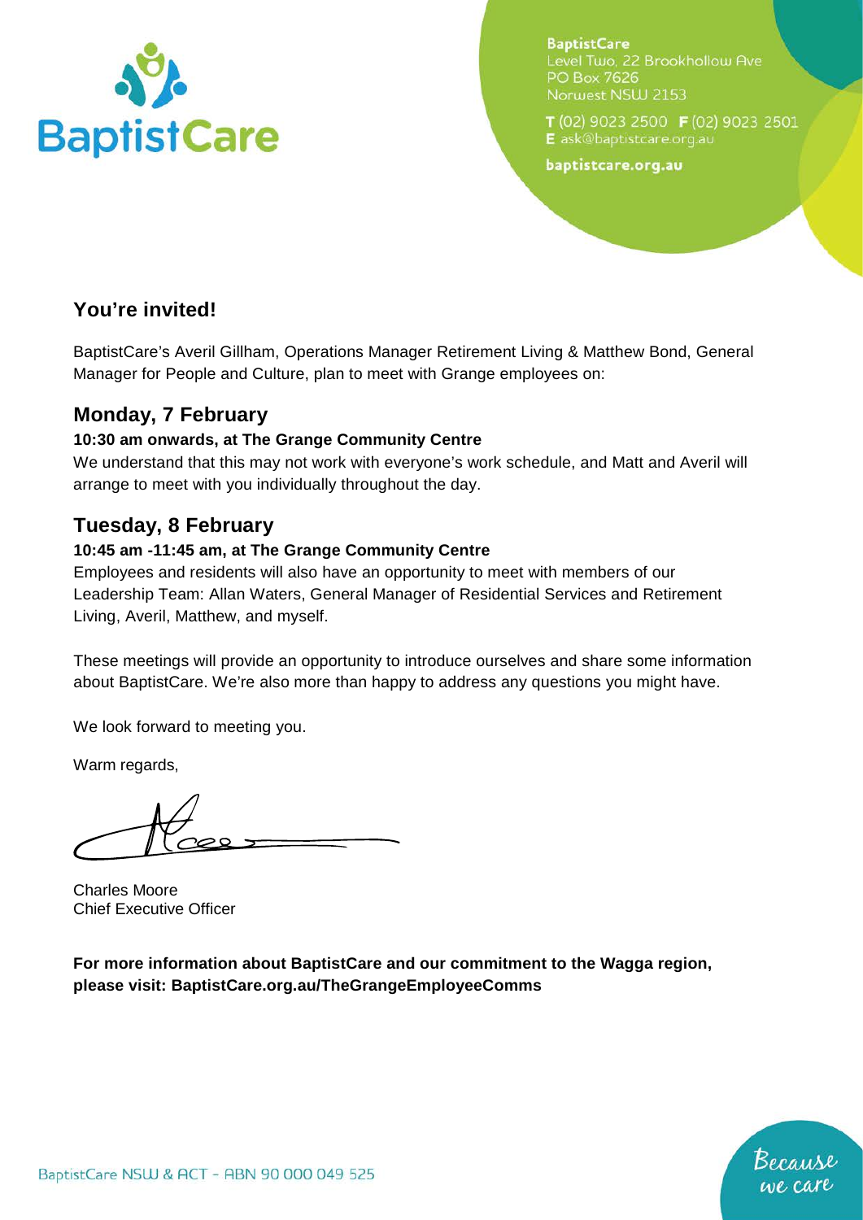BaptistCare
Level Two, 22 Brookhollow Ave
PO Box 7626
Norwest NSW 2153

T (02) 9023 2500 F (02) 9023 2501
E ask@baptistcare.org.au

baptistcare.org.au

## You're invited!

BaptistCare's Averil Gillham, Operations Manager Retirement Living & Matthew Bond, General Manager for People and Culture, plan to meet with Grange employees on:

## Monday, 7 February

**10:30 am onwards, at The Grange Community Centre**

We understand that this may not work with everyone's work schedule, and Matt and Averil will arrange to meet with you individually throughout the day.

## Tuesday, 8 February

**10:45 am -11:45 am, at The Grange Community Centre**

Employees and residents will also have an opportunity to meet with members of our Leadership Team: Allan Waters, General Manager of Residential Services and Retirement Living, Averil, Matthew, and myself.

These meetings will provide an opportunity to introduce ourselves and share some information about BaptistCare. We're also more than happy to address any questions you might have.

We look forward to meeting you.

Warm regards,

Charles Moore
Chief Executive Officer

**For more information about BaptistCare and our commitment to the Wagga region, please visit: BaptistCare.org.au/TheGrangeEmployeeComms**

BaptistCare NSW & ACT - ABN 90 000 049 525

Because we care